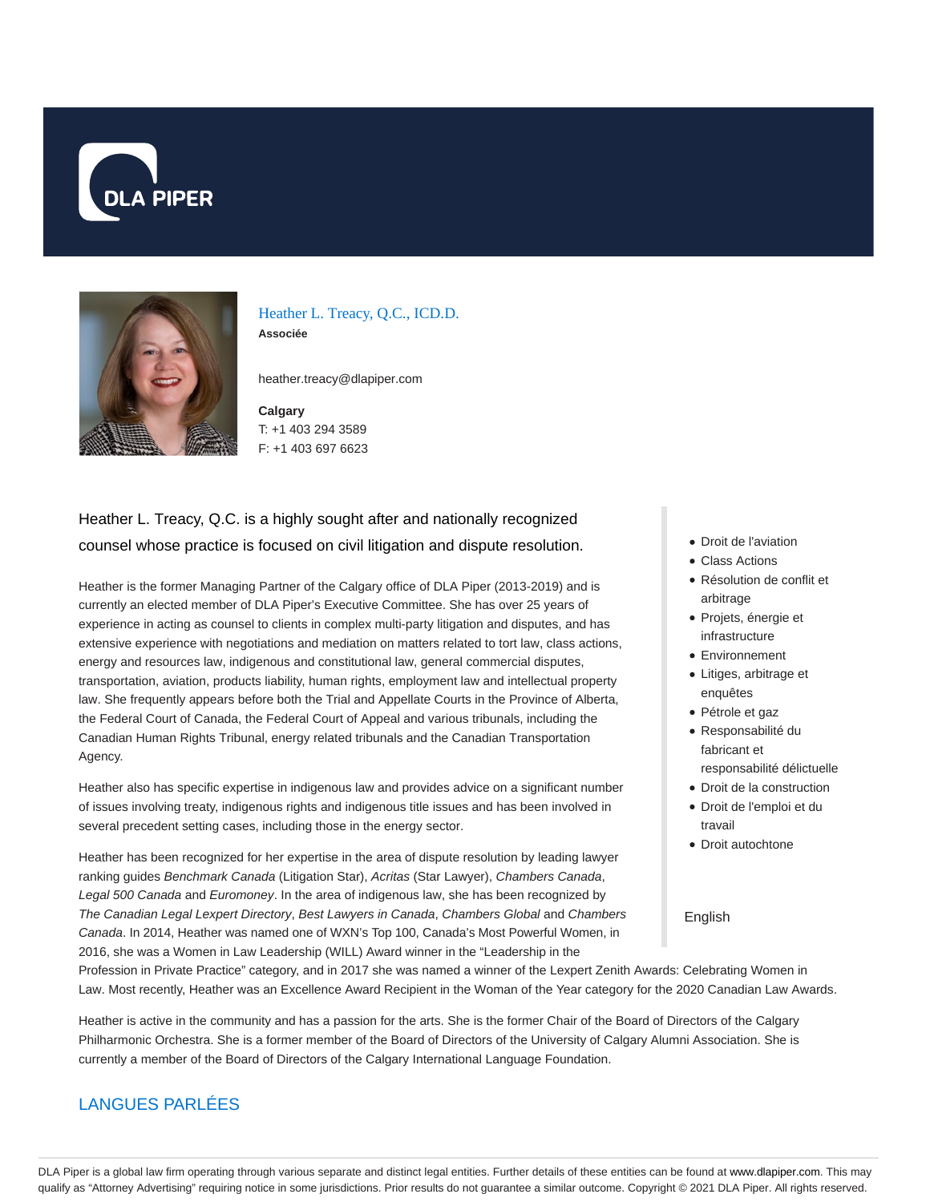# Heather L. Treacy, Q.C., ICD.D.

**Associée**

heather.treacy@dlapiper.com

**Calgary**
T: +1 403 294 3589
F: +1 403 697 6623

Heather L. Treacy, Q.C. is a highly sought after and nationally recognized counsel whose practice is focused on civil litigation and dispute resolution.

Heather is the former Managing Partner of the Calgary office of DLA Piper (2013-2019) and is currently an elected member of DLA Piper's Executive Committee. She has over 25 years of experience in acting as counsel to clients in complex multi-party litigation and disputes, and has extensive experience with negotiations and mediation on matters related to tort law, class actions, energy and resources law, indigenous and constitutional law, general commercial disputes, transportation, aviation, products liability, human rights, employment law and intellectual property law. She frequently appears before both the Trial and Appellate Courts in the Province of Alberta, the Federal Court of Canada, the Federal Court of Appeal and various tribunals, including the Canadian Human Rights Tribunal, energy related tribunals and the Canadian Transportation Agency.

Heather also has specific expertise in indigenous law and provides advice on a significant number of issues involving treaty, indigenous rights and indigenous title issues and has been involved in several precedent setting cases, including those in the energy sector.

Heather has been recognized for her expertise in the area of dispute resolution by leading lawyer ranking guides *Benchmark Canada* (Litigation Star), *Acritas* (Star Lawyer), *Chambers Canada*, *Legal 500 Canada* and *Euromoney*. In the area of indigenous law, she has been recognized by *The Canadian Legal Lexpert Directory*, *Best Lawyers in Canada*, *Chambers Global* and *Chambers Canada*. In 2014, Heather was named one of WXN's Top 100, Canada's Most Powerful Women, in 2016, she was a Women in Law Leadership (WILL) Award winner in the "Leadership in the Profession in Private Practice" category, and in 2017 she was named a winner of the Lexpert Zenith Awards: Celebrating Women in Law. Most recently, Heather was an Excellence Award Recipient in the Woman of the Year category for the 2020 Canadian Law Awards.

Heather is active in the community and has a passion for the arts. She is the former Chair of the Board of Directors of the Calgary Philharmonic Orchestra. She is a former member of the Board of Directors of the University of Calgary Alumni Association. She is currently a member of the Board of Directors of the Calgary International Language Foundation.

- Droit de l'aviation
- Class Actions
- Résolution de conflit et arbitrage
- Projets, énergie et infrastructure
- Environnement
- Litiges, arbitrage et enquêtes
- Pétrole et gaz
- Responsabilité du fabricant et responsabilité délictuelle
- Droit de la construction
- Droit de l'emploi et du travail
- Droit autochtone

## LANGUES PARLÉES

English

DLA Piper is a global law firm operating through various separate and distinct legal entities. Further details of these entities can be found at www.dlapiper.com. This may qualify as "Attorney Advertising" requiring notice in some jurisdictions. Prior results do not guarantee a similar outcome. Copyright © 2021 DLA Piper. All rights reserved.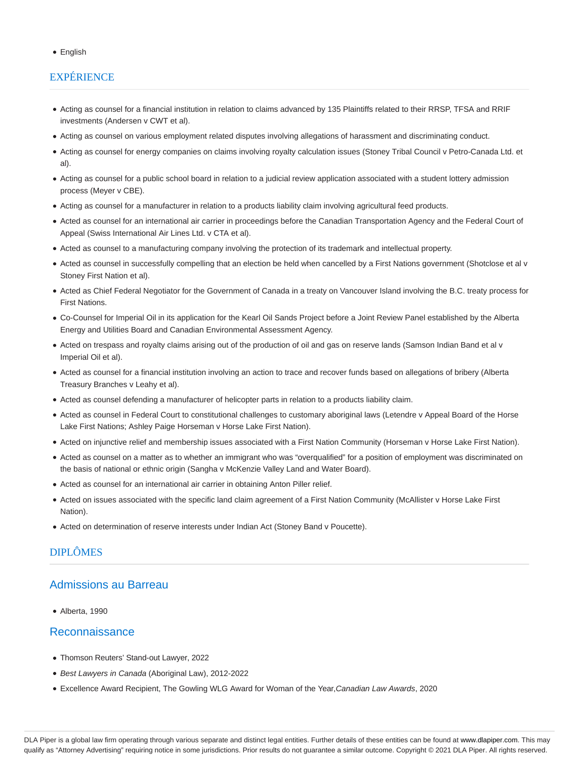- English

## EXPÉRIENCE

- Acting as counsel for a financial institution in relation to claims advanced by 135 Plaintiffs related to their RRSP, TFSA and RRIF investments (Andersen v CWT et al).
- Acting as counsel on various employment related disputes involving allegations of harassment and discriminating conduct.
- Acting as counsel for energy companies on claims involving royalty calculation issues (Stoney Tribal Council v Petro-Canada Ltd. et al).
- Acting as counsel for a public school board in relation to a judicial review application associated with a student lottery admission process (Meyer v CBE).
- Acting as counsel for a manufacturer in relation to a products liability claim involving agricultural feed products.
- Acted as counsel for an international air carrier in proceedings before the Canadian Transportation Agency and the Federal Court of Appeal (Swiss International Air Lines Ltd. v CTA et al).
- Acted as counsel to a manufacturing company involving the protection of its trademark and intellectual property.
- Acted as counsel in successfully compelling that an election be held when cancelled by a First Nations government (Shotclose et al v Stoney First Nation et al).
- Acted as Chief Federal Negotiator for the Government of Canada in a treaty on Vancouver Island involving the B.C. treaty process for First Nations.
- Co-Counsel for Imperial Oil in its application for the Kearl Oil Sands Project before a Joint Review Panel established by the Alberta Energy and Utilities Board and Canadian Environmental Assessment Agency.
- Acted on trespass and royalty claims arising out of the production of oil and gas on reserve lands (Samson Indian Band et al v Imperial Oil et al).
- Acted as counsel for a financial institution involving an action to trace and recover funds based on allegations of bribery (Alberta Treasury Branches v Leahy et al).
- Acted as counsel defending a manufacturer of helicopter parts in relation to a products liability claim.
- Acted as counsel in Federal Court to constitutional challenges to customary aboriginal laws (Letendre v Appeal Board of the Horse Lake First Nations; Ashley Paige Horseman v Horse Lake First Nation).
- Acted on injunctive relief and membership issues associated with a First Nation Community (Horseman v Horse Lake First Nation).
- Acted as counsel on a matter as to whether an immigrant who was "overqualified" for a position of employment was discriminated on the basis of national or ethnic origin (Sangha v McKenzie Valley Land and Water Board).
- Acted as counsel for an international air carrier in obtaining Anton Piller relief.
- Acted on issues associated with the specific land claim agreement of a First Nation Community (McAllister v Horse Lake First Nation).
- Acted on determination of reserve interests under Indian Act (Stoney Band v Poucette).

## DIPLÔMES

### Admissions au Barreau

- Alberta, 1990

### Reconnaissance

- Thomson Reuters' Stand-out Lawyer, 2022
- *Best Lawyers in Canada* (Aboriginal Law), 2012-2022
- Excellence Award Recipient, The Gowling WLG Award for Woman of the Year, *Canadian Law Awards*, 2020

DLA Piper is a global law firm operating through various separate and distinct legal entities. Further details of these entities can be found at www.dlapiper.com. This may qualify as "Attorney Advertising" requiring notice in some jurisdictions. Prior results do not guarantee a similar outcome. Copyright © 2021 DLA Piper. All rights reserved.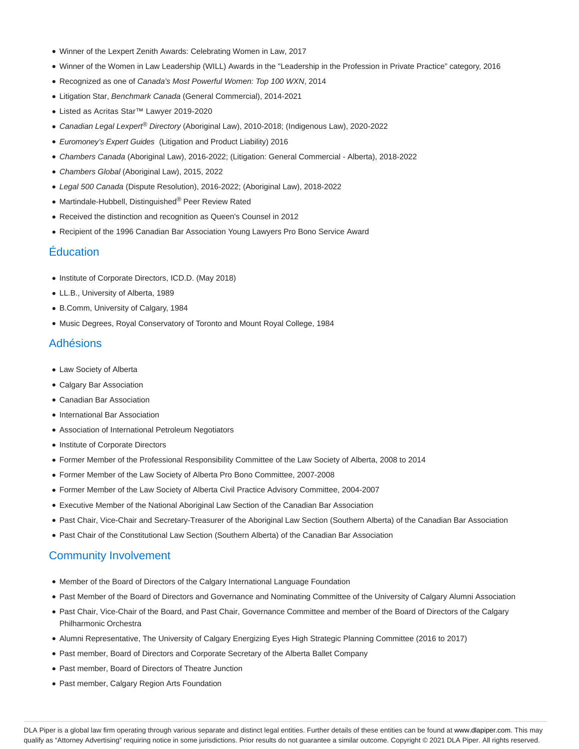- Winner of the Lexpert Zenith Awards: Celebrating Women in Law, 2017
- Winner of the Women in Law Leadership (WILL) Awards in the "Leadership in the Profession in Private Practice" category, 2016
- Recognized as one of *Canada's Most Powerful Women: Top 100 WXN*, 2014
- Litigation Star, *Benchmark Canada* (General Commercial), 2014-2021
- Listed as Acritas Star™ Lawyer 2019-2020
- *Canadian Legal Lexpert® Directory* (Aboriginal Law), 2010-2018; (Indigenous Law), 2020-2022
- *Euromoney's Expert Guides* (Litigation and Product Liability) 2016
- *Chambers Canada* (Aboriginal Law), 2016-2022; (Litigation: General Commercial - Alberta), 2018-2022
- *Chambers Global* (Aboriginal Law), 2015, 2022
- *Legal 500 Canada* (Dispute Resolution), 2016-2022; (Aboriginal Law), 2018-2022
- Martindale-Hubbell, Distinguished® Peer Review Rated
- Received the distinction and recognition as Queen's Counsel in 2012
- Recipient of the 1996 Canadian Bar Association Young Lawyers Pro Bono Service Award

## Éducation

- Institute of Corporate Directors, ICD.D. (May 2018)
- LL.B., University of Alberta, 1989
- B.Comm, University of Calgary, 1984
- Music Degrees, Royal Conservatory of Toronto and Mount Royal College, 1984

## Adhésions

- Law Society of Alberta
- Calgary Bar Association
- Canadian Bar Association
- International Bar Association
- Association of International Petroleum Negotiators
- Institute of Corporate Directors
- Former Member of the Professional Responsibility Committee of the Law Society of Alberta, 2008 to 2014
- Former Member of the Law Society of Alberta Pro Bono Committee, 2007-2008
- Former Member of the Law Society of Alberta Civil Practice Advisory Committee, 2004-2007
- Executive Member of the National Aboriginal Law Section of the Canadian Bar Association
- Past Chair, Vice-Chair and Secretary-Treasurer of the Aboriginal Law Section (Southern Alberta) of the Canadian Bar Association
- Past Chair of the Constitutional Law Section (Southern Alberta) of the Canadian Bar Association

## Community Involvement

- Member of the Board of Directors of the Calgary International Language Foundation
- Past Member of the Board of Directors and Governance and Nominating Committee of the University of Calgary Alumni Association
- Past Chair, Vice-Chair of the Board, and Past Chair, Governance Committee and member of the Board of Directors of the Calgary Philharmonic Orchestra
- Alumni Representative, The University of Calgary Energizing Eyes High Strategic Planning Committee (2016 to 2017)
- Past member, Board of Directors and Corporate Secretary of the Alberta Ballet Company
- Past member, Board of Directors of Theatre Junction
- Past member, Calgary Region Arts Foundation

DLA Piper is a global law firm operating through various separate and distinct legal entities. Further details of these entities can be found at www.dlapiper.com. This may qualify as "Attorney Advertising" requiring notice in some jurisdictions. Prior results do not guarantee a similar outcome. Copyright © 2021 DLA Piper. All rights reserved.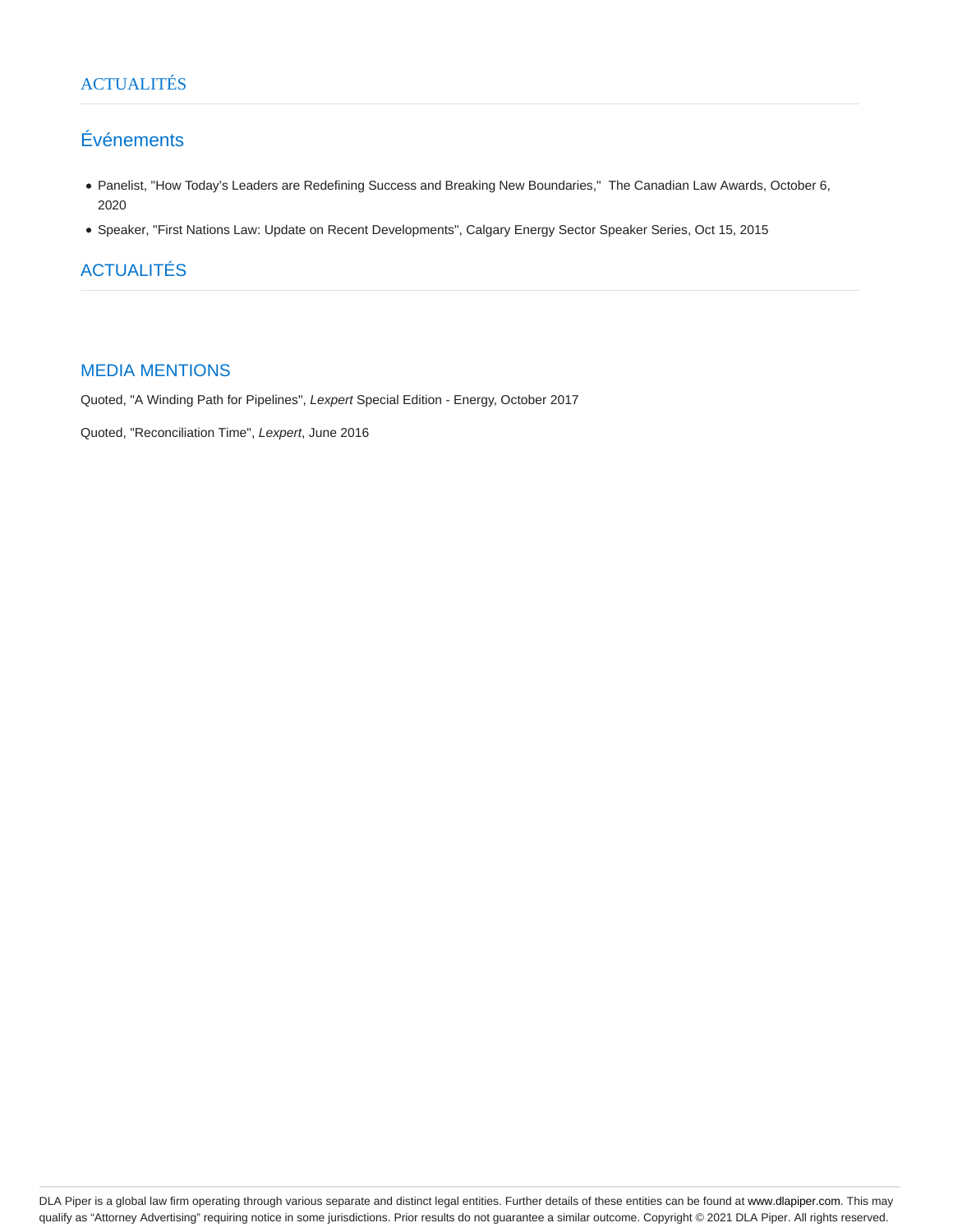## ACTUALITÉS

### Événements

- Panelist, "How Today's Leaders are Redefining Success and Breaking New Boundaries," The Canadian Law Awards, October 6, 2020
- Speaker, "First Nations Law: Update on Recent Developments", Calgary Energy Sector Speaker Series, Oct 15, 2015

## ACTUALITÉS

### MEDIA MENTIONS

Quoted, "A Winding Path for Pipelines", *Lexpert* Special Edition - Energy, October 2017

Quoted, "Reconciliation Time", *Lexpert*, June 2016

DLA Piper is a global law firm operating through various separate and distinct legal entities. Further details of these entities can be found at www.dlapiper.com. This may qualify as "Attorney Advertising" requiring notice in some jurisdictions. Prior results do not guarantee a similar outcome. Copyright © 2021 DLA Piper. All rights reserved.